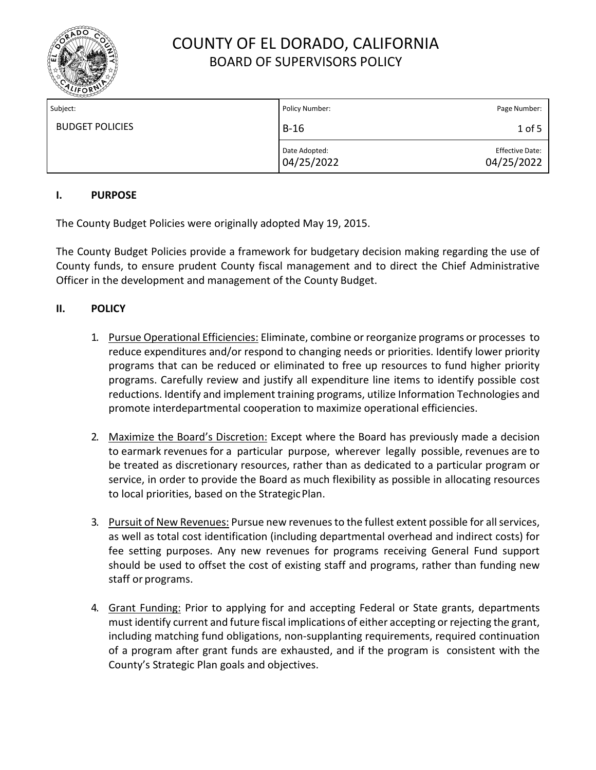# COUNTY OF EL DORADO, CALIFORNIA
## BOARD OF SUPERVISORS POLICY

| Subject: | Policy Number: | Page Number: |
|---|---|---|
| BUDGET POLICIES | B-16 | 1 of 5 |
| | Date Adopted: 04/25/2022 | Effective Date: 04/25/2022 |

### I. PURPOSE

The County Budget Policies were originally adopted May 19, 2015.

The County Budget Policies provide a framework for budgetary decision making regarding the use of County funds, to ensure prudent County fiscal management and to direct the Chief Administrative Officer in the development and management of the County Budget.

### II. POLICY

1. Pursue Operational Efficiencies: Eliminate, combine or reorganize programs or processes to reduce expenditures and/or respond to changing needs or priorities. Identify lower priority programs that can be reduced or eliminated to free up resources to fund higher priority programs. Carefully review and justify all expenditure line items to identify possible cost reductions. Identify and implement training programs, utilize Information Technologies and promote interdepartmental cooperation to maximize operational efficiencies.

2. Maximize the Board's Discretion: Except where the Board has previously made a decision to earmark revenues for a particular purpose, wherever legally possible, revenues are to be treated as discretionary resources, rather than as dedicated to a particular program or service, in order to provide the Board as much flexibility as possible in allocating resources to local priorities, based on the Strategic Plan.

3. Pursuit of New Revenues: Pursue new revenues to the fullest extent possible for all services, as well as total cost identification (including departmental overhead and indirect costs) for fee setting purposes. Any new revenues for programs receiving General Fund support should be used to offset the cost of existing staff and programs, rather than funding new staff or programs.

4. Grant Funding: Prior to applying for and accepting Federal or State grants, departments must identify current and future fiscal implications of either accepting or rejecting the grant, including matching fund obligations, non-supplanting requirements, required continuation of a program after grant funds are exhausted, and if the program is consistent with the County's Strategic Plan goals and objectives.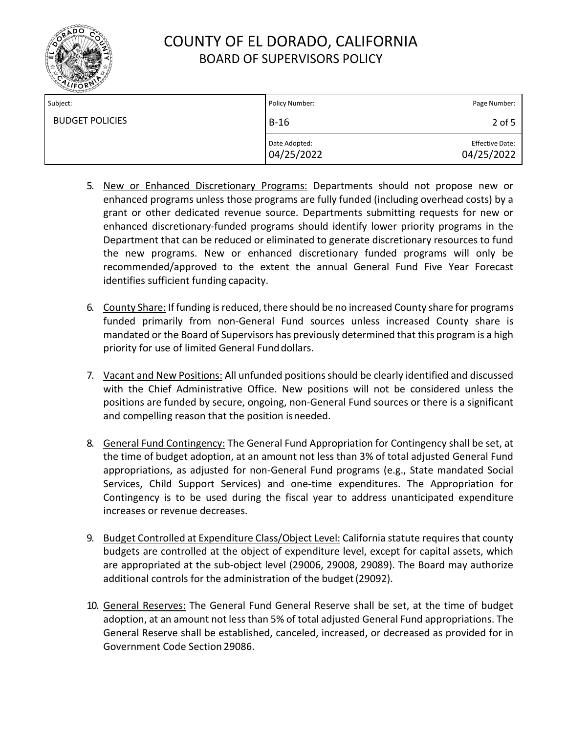5. New or Enhanced Discretionary Programs: Departments should not propose new or enhanced programs unless those programs are fully funded (including overhead costs) by a grant or other dedicated revenue source. Departments submitting requests for new or enhanced discretionary-funded programs should identify lower priority programs in the Department that can be reduced or eliminated to generate discretionary resources to fund the new programs. New or enhanced discretionary funded programs will only be recommended/approved to the extent the annual General Fund Five Year Forecast identifies sufficient funding capacity.

6. County Share: If funding is reduced, there should be no increased County share for programs funded primarily from non-General Fund sources unless increased County share is mandated or the Board of Supervisors has previously determined that this program is a high priority for use of limited General Fund dollars.

7. Vacant and New Positions: All unfunded positions should be clearly identified and discussed with the Chief Administrative Office. New positions will not be considered unless the positions are funded by secure, ongoing, non-General Fund sources or there is a significant and compelling reason that the position is needed.

8. General Fund Contingency: The General Fund Appropriation for Contingency shall be set, at the time of budget adoption, at an amount not less than 3% of total adjusted General Fund appropriations, as adjusted for non-General Fund programs (e.g., State mandated Social Services, Child Support Services) and one-time expenditures. The Appropriation for Contingency is to be used during the fiscal year to address unanticipated expenditure increases or revenue decreases.

9. Budget Controlled at Expenditure Class/Object Level: California statute requires that county budgets are controlled at the object of expenditure level, except for capital assets, which are appropriated at the sub-object level (29006, 29008, 29089). The Board may authorize additional controls for the administration of the budget (29092).

10. General Reserves: The General Fund General Reserve shall be set, at the time of budget adoption, at an amount not less than 5% of total adjusted General Fund appropriations. The General Reserve shall be established, canceled, increased, or decreased as provided for in Government Code Section 29086.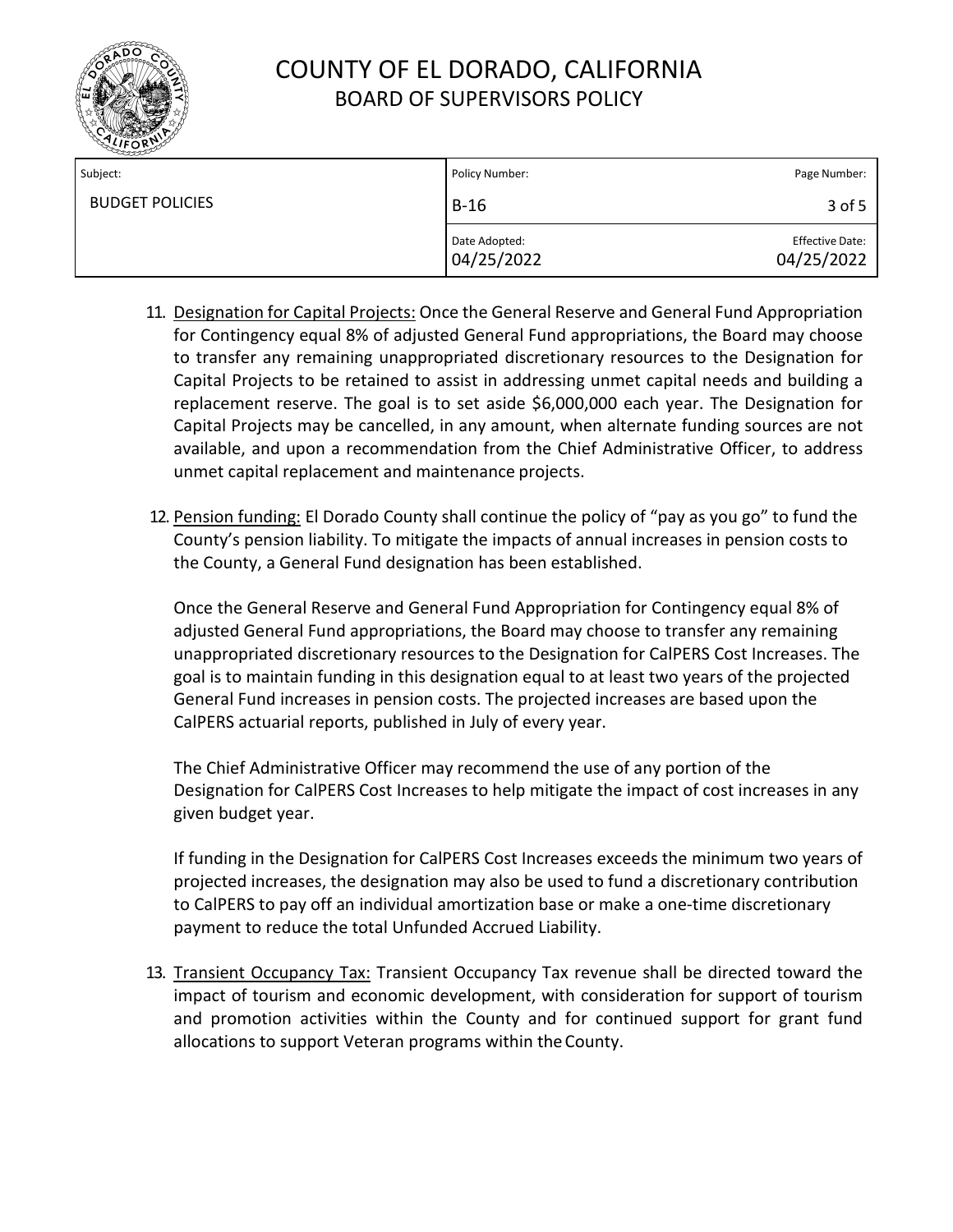11. Designation for Capital Projects: Once the General Reserve and General Fund Appropriation for Contingency equal 8% of adjusted General Fund appropriations, the Board may choose to transfer any remaining unappropriated discretionary resources to the Designation for Capital Projects to be retained to assist in addressing unmet capital needs and building a replacement reserve. The goal is to set aside $6,000,000 each year. The Designation for Capital Projects may be cancelled, in any amount, when alternate funding sources are not available, and upon a recommendation from the Chief Administrative Officer, to address unmet capital replacement and maintenance projects.

12. Pension funding: El Dorado County shall continue the policy of "pay as you go" to fund the County's pension liability. To mitigate the impacts of annual increases in pension costs to the County, a General Fund designation has been established.

    Once the General Reserve and General Fund Appropriation for Contingency equal 8% of adjusted General Fund appropriations, the Board may choose to transfer any remaining unappropriated discretionary resources to the Designation for CalPERS Cost Increases. The goal is to maintain funding in this designation equal to at least two years of the projected General Fund increases in pension costs. The projected increases are based upon the CalPERS actuarial reports, published in July of every year.

    The Chief Administrative Officer may recommend the use of any portion of the Designation for CalPERS Cost Increases to help mitigate the impact of cost increases in any given budget year.

    If funding in the Designation for CalPERS Cost Increases exceeds the minimum two years of projected increases, the designation may also be used to fund a discretionary contribution to CalPERS to pay off an individual amortization base or make a one-time discretionary payment to reduce the total Unfunded Accrued Liability.

13. Transient Occupancy Tax: Transient Occupancy Tax revenue shall be directed toward the impact of tourism and economic development, with consideration for support of tourism and promotion activities within the County and for continued support for grant fund allocations to support Veteran programs within the County.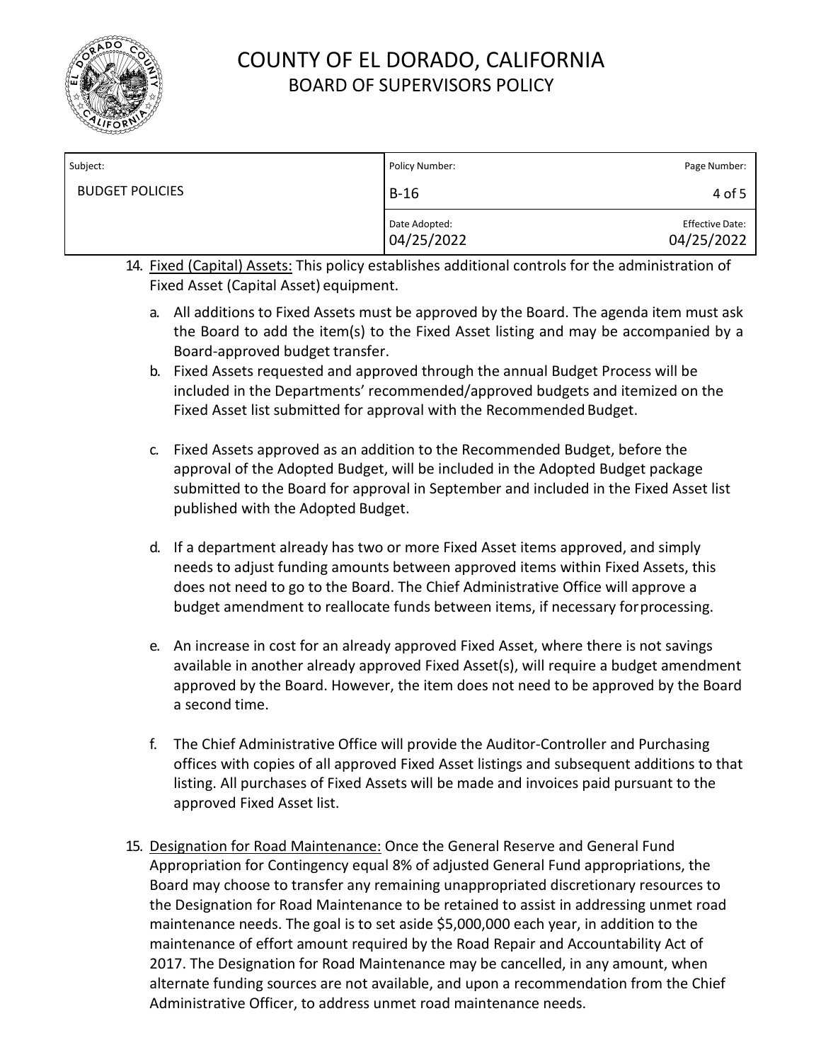14. Fixed (Capital) Assets: This policy establishes additional controls for the administration of Fixed Asset (Capital Asset) equipment.

    a. All additions to Fixed Assets must be approved by the Board. The agenda item must ask the Board to add the item(s) to the Fixed Asset listing and may be accompanied by a Board-approved budget transfer.

    b. Fixed Assets requested and approved through the annual Budget Process will be included in the Departments' recommended/approved budgets and itemized on the Fixed Asset list submitted for approval with the Recommended Budget.

    c. Fixed Assets approved as an addition to the Recommended Budget, before the approval of the Adopted Budget, will be included in the Adopted Budget package submitted to the Board for approval in September and included in the Fixed Asset list published with the Adopted Budget.

    d. If a department already has two or more Fixed Asset items approved, and simply needs to adjust funding amounts between approved items within Fixed Assets, this does not need to go to the Board. The Chief Administrative Office will approve a budget amendment to reallocate funds between items, if necessary for processing.

    e. An increase in cost for an already approved Fixed Asset, where there is not savings available in another already approved Fixed Asset(s), will require a budget amendment approved by the Board. However, the item does not need to be approved by the Board a second time.

    f. The Chief Administrative Office will provide the Auditor-Controller and Purchasing offices with copies of all approved Fixed Asset listings and subsequent additions to that listing. All purchases of Fixed Assets will be made and invoices paid pursuant to the approved Fixed Asset list.

15. Designation for Road Maintenance: Once the General Reserve and General Fund Appropriation for Contingency equal 8% of adjusted General Fund appropriations, the Board may choose to transfer any remaining unappropriated discretionary resources to the Designation for Road Maintenance to be retained to assist in addressing unmet road maintenance needs. The goal is to set aside $5,000,000 each year, in addition to the maintenance of effort amount required by the Road Repair and Accountability Act of 2017. The Designation for Road Maintenance may be cancelled, in any amount, when alternate funding sources are not available, and upon a recommendation from the Chief Administrative Officer, to address unmet road maintenance needs.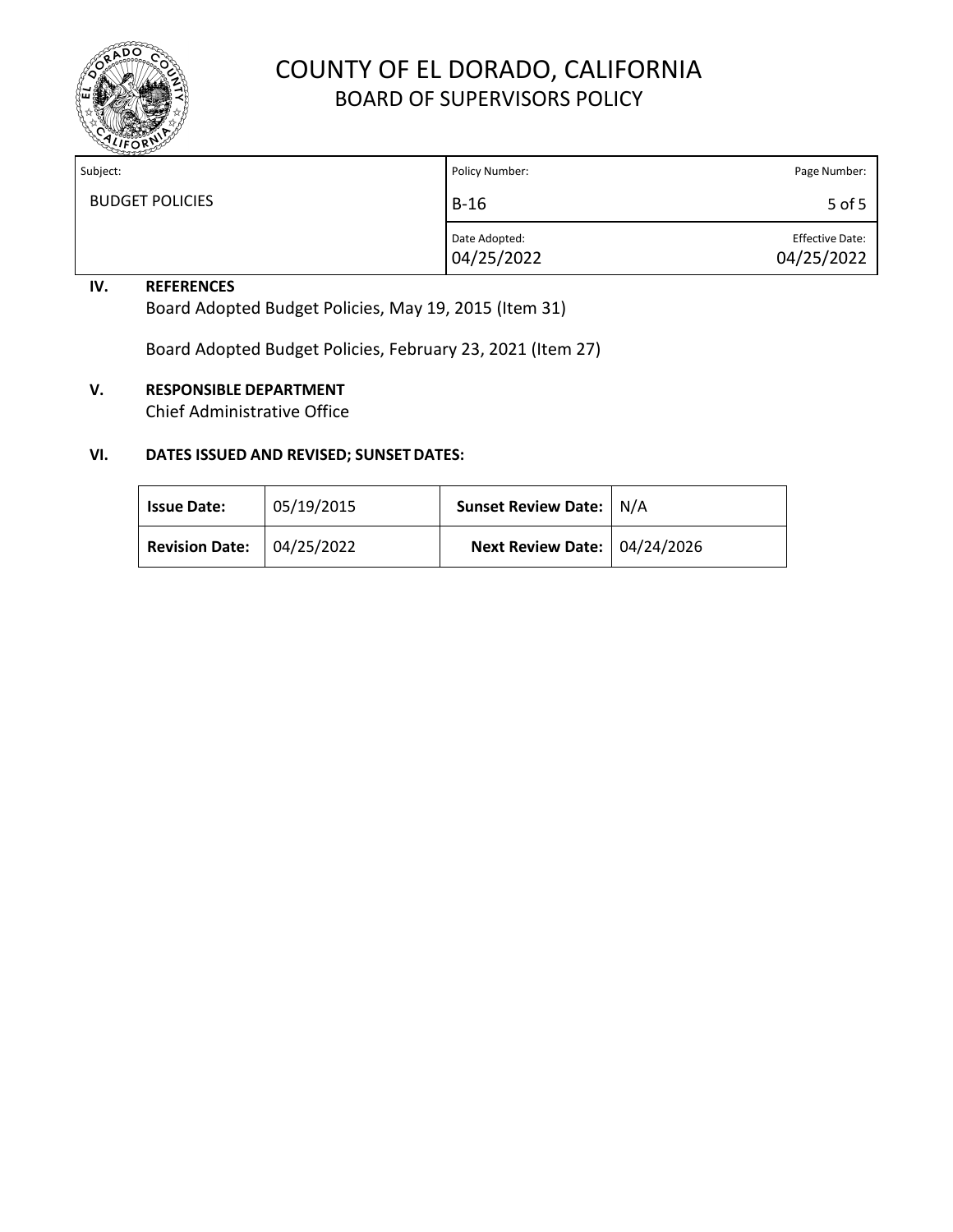# COUNTY OF EL DORADO, CALIFORNIA
## BOARD OF SUPERVISORS POLICY

| Subject: | Policy Number: | Page Number: |
|---|---|---|
| BUDGET POLICIES | B-16 | 5 of 5 |
| | Date Adopted: 04/25/2022 | Effective Date: 04/25/2022 |

**IV. REFERENCES**

Board Adopted Budget Policies, May 19, 2015 (Item 31)

Board Adopted Budget Policies, February 23, 2021 (Item 27)

**V. RESPONSIBLE DEPARTMENT**

Chief Administrative Office

**VI. DATES ISSUED AND REVISED; SUNSET DATES:**

| | | | |
|---|---|---|---|
| **Issue Date:** | 05/19/2015 | **Sunset Review Date:** | N/A |
| **Revision Date:** | 04/25/2022 | **Next Review Date:** | 04/24/2026 |